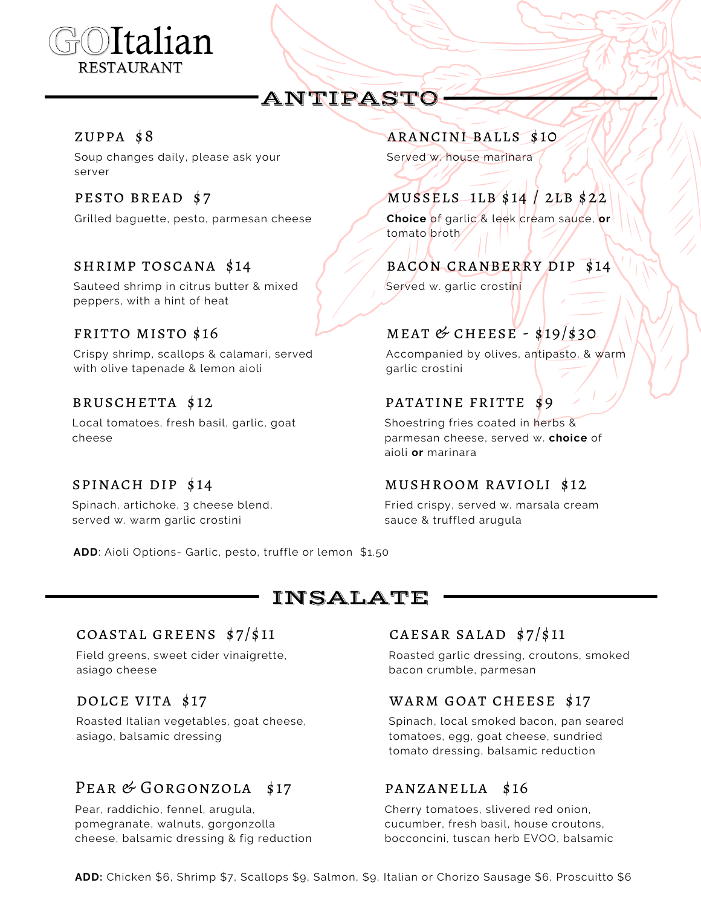# GOItalian RESTAURANT

## ANTIPASTO

### ZUPPA $8
Soup changes daily, please ask your server

### PESTO BREAD $7
Grilled baguette, pesto, parmesan cheese

### SHRIMP TOSCANA $14
Sauteed shrimp in citrus butter & mixed peppers, with a hint of heat

### FRITTO MISTO $16
Crispy shrimp, scallops & calamari, served with olive tapenade & lemon aioli

### BRUSCHETTA $12
Local tomatoes, fresh basil, garlic, goat cheese

### SPINACH DIP $14
Spinach, artichoke, 3 cheese blend, served w. warm garlic crostini

### ARANCINI BALLS $10
Served w. house marinara

### MUSSELS 1LB $14 / 2LB $22
**Choice** of garlic & leek cream sauce, **or** tomato broth

### BACON CRANBERRY DIP $14
Served w. garlic crostini

### MEAT & CHEESE - $19/$30
Accompanied by olives, antipasto, & warm garlic crostini

### PATATINE FRITTE $9
Shoestring fries coated in herbs & parmesan cheese, served w. **choice** of aioli **or** marinara

### MUSHROOM RAVIOLI $12
Fried crispy, served w. marsala cream sauce & truffled arugula

**ADD**: Aioli Options- Garlic, pesto, truffle or lemon $1.50

## INSALATE

### COASTAL GREENS $7/$11
Field greens, sweet cider vinaigrette, asiago cheese

### DOLCE VITA $17
Roasted Italian vegetables, goat cheese, asiago, balsamic dressing

### PEAR & GORGONZOLA $17
Pear, raddichio, fennel, arugula, pomegranate, walnuts, gorgonzolla cheese, balsamic dressing & fig reduction

### CAESAR SALAD $7/$11
Roasted garlic dressing, croutons, smoked bacon crumble, parmesan

### WARM GOAT CHEESE $17
Spinach, local smoked bacon, pan seared tomatoes, egg, goat cheese, sundried tomato dressing, balsamic reduction

### PANZANELLA $16
Cherry tomatoes, slivered red onion, cucumber, fresh basil, house croutons, bocconcini, tuscan herb EVOO, balsamic

**ADD:** Chicken $6, Shrimp $7, Scallops $9, Salmon, $9, Italian or Chorizo Sausage $6, Proscuitto $6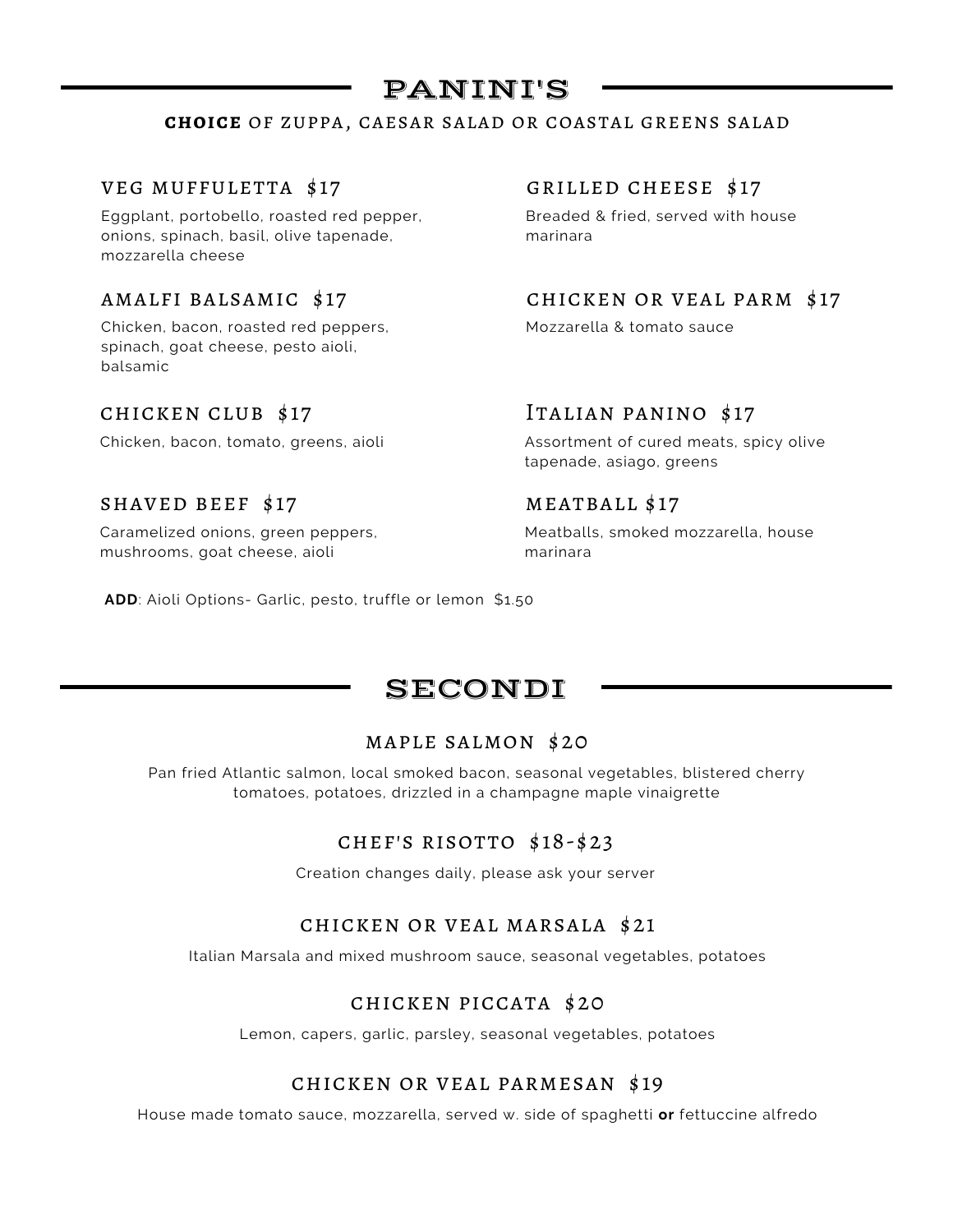# PANINI'S

**CHOICE** OF ZUPPA, CAESAR SALAD OR COASTAL GREENS SALAD

### VEG MUFFULETTA $17

Eggplant, portobello, roasted red pepper, onions, spinach, basil, olive tapenade, mozzarella cheese

### AMALFI BALSAMIC $17

Chicken, bacon, roasted red peppers, spinach, goat cheese, pesto aioli, balsamic

### CHICKEN CLUB $17

Chicken, bacon, tomato, greens, aioli

### SHAVED BEEF $17

Caramelized onions, green peppers, mushrooms, goat cheese, aioli

### GRILLED CHEESE $17

Breaded & fried, served with house marinara

### CHICKEN OR VEAL PARM $17

Mozzarella & tomato sauce

### Italian PANINO $17

Assortment of cured meats, spicy olive tapenade, asiago, greens

### MEATBALL $17

Meatballs, smoked mozzarella, house marinara

**ADD**: Aioli Options- Garlic, pesto, truffle or lemon $1.50

# SECONDI

### MAPLE SALMON $20

Pan fried Atlantic salmon, local smoked bacon, seasonal vegetables, blistered cherry tomatoes, potatoes, drizzled in a champagne maple vinaigrette

### CHEF'S RISOTTO $18-$23

Creation changes daily, please ask your server

### CHICKEN OR VEAL MARSALA $21

Italian Marsala and mixed mushroom sauce, seasonal vegetables, potatoes

### CHICKEN PICCATA $20

Lemon, capers, garlic, parsley, seasonal vegetables, potatoes

### CHICKEN OR VEAL PARMESAN $19

House made tomato sauce, mozzarella, served w. side of spaghetti **or** fettuccine alfredo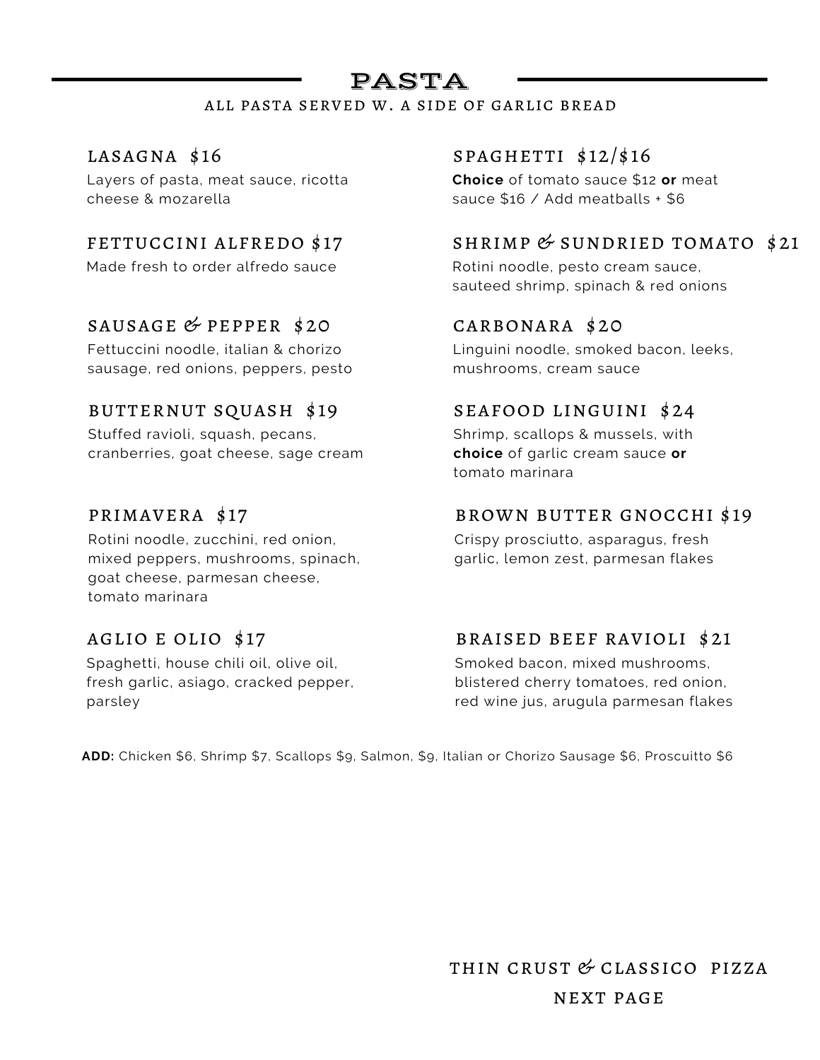# PASTA

ALL PASTA SERVED W. A SIDE OF GARLIC BREAD

### LASAGNA $16

Layers of pasta, meat sauce, ricotta cheese & mozarella

### FETTUCCINI ALFREDO $17

Made fresh to order alfredo sauce

### SAUSAGE & PEPPER $20

Fettuccini noodle, italian & chorizo sausage, red onions, peppers, pesto

### BUTTERNUT SQUASH $19

Stuffed ravioli, squash, pecans, cranberries, goat cheese, sage cream

### PRIMAVERA $17

Rotini noodle, zucchini, red onion, mixed peppers, mushrooms, spinach, goat cheese, parmesan cheese, tomato marinara

### AGLIO E OLIO $17

Spaghetti, house chili oil, olive oil, fresh garlic, asiago, cracked pepper, parsley

### SPAGHETTI $12/$16

**Choice** of tomato sauce $12 **or** meat sauce $16 / Add meatballs + $6

### SHRIMP & SUNDRIED TOMATO $21

Rotini noodle, pesto cream sauce, sauteed shrimp, spinach & red onions

### CARBONARA $20

Linguini noodle, smoked bacon, leeks, mushrooms, cream sauce

### SEAFOOD LINGUINI $24

Shrimp, scallops & mussels, with **choice** of garlic cream sauce **or** tomato marinara

### BROWN BUTTER GNOCCHI $19

Crispy prosciutto, asparagus, fresh garlic, lemon zest, parmesan flakes

### BRAISED BEEF RAVIOLI $21

Smoked bacon, mixed mushrooms, blistered cherry tomatoes, red onion, red wine jus, arugula parmesan flakes

**ADD:** Chicken $6, Shrimp $7, Scallops $9, Salmon, $9, Italian or Chorizo Sausage $6, Proscuitto $6

THIN CRUST & CLASSICO PIZZA

NEXT PAGE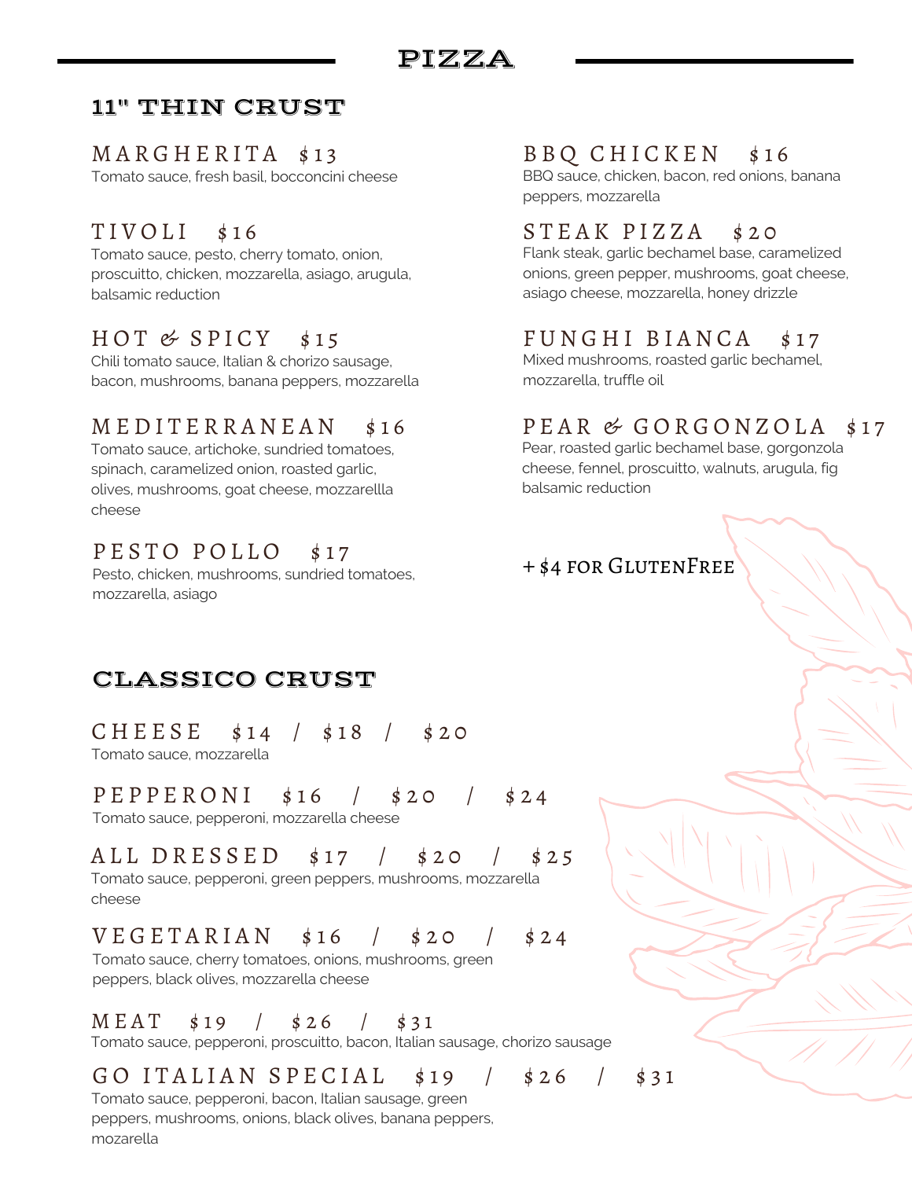# PIZZA

## 11" THIN CRUST

**MARGHERITA $13**
Tomato sauce, fresh basil, bocconcini cheese

**TIVOLI $16**
Tomato sauce, pesto, cherry tomato, onion, proscuitto, chicken, mozzarella, asiago, arugula, balsamic reduction

**HOT & SPICY $15**
Chili tomato sauce, Italian & chorizo sausage, bacon, mushrooms, banana peppers, mozzarella

**MEDITERRANEAN $16**
Tomato sauce, artichoke, sundried tomatoes, spinach, caramelized onion, roasted garlic, olives, mushrooms, goat cheese, mozzarellla cheese

**PESTO POLLO $17**
Pesto, chicken, mushrooms, sundried tomatoes, mozzarella, asiago

**BBQ CHICKEN $16**
BBQ sauce, chicken, bacon, red onions, banana peppers, mozzarella

**STEAK PIZZA $20**
Flank steak, garlic bechamel base, caramelized onions, green pepper, mushrooms, goat cheese, asiago cheese, mozzarella, honey drizzle

**FUNGHI BIANCA $17**
Mixed mushrooms, roasted garlic bechamel, mozzarella, truffle oil

**PEAR & GORGONZOLA $17**
Pear, roasted garlic bechamel base, gorgonzola cheese, fennel, proscuitto, walnuts, arugula, fig balsamic reduction

+ $4 FOR GLUTENFREE

## CLASSICO CRUST

**CHEESE $14 / $18 / $20**
Tomato sauce, mozzarella

**PEPPERONI $16 / $20 / $24**
Tomato sauce, pepperoni, mozzarella cheese

**ALL DRESSED $17 / $20 / $25**
Tomato sauce, pepperoni, green peppers, mushrooms, mozzarella cheese

**VEGETARIAN $16 / $20 / $24**
Tomato sauce, cherry tomatoes, onions, mushrooms, green peppers, black olives, mozzarella cheese

**MEAT $19 / $26 / $31**
Tomato sauce, pepperoni, proscuitto, bacon, Italian sausage, chorizo sausage

**GO ITALIAN SPECIAL $19 / $26 / $31**
Tomato sauce, pepperoni, bacon, Italian sausage, green peppers, mushrooms, onions, black olives, banana peppers, mozarella